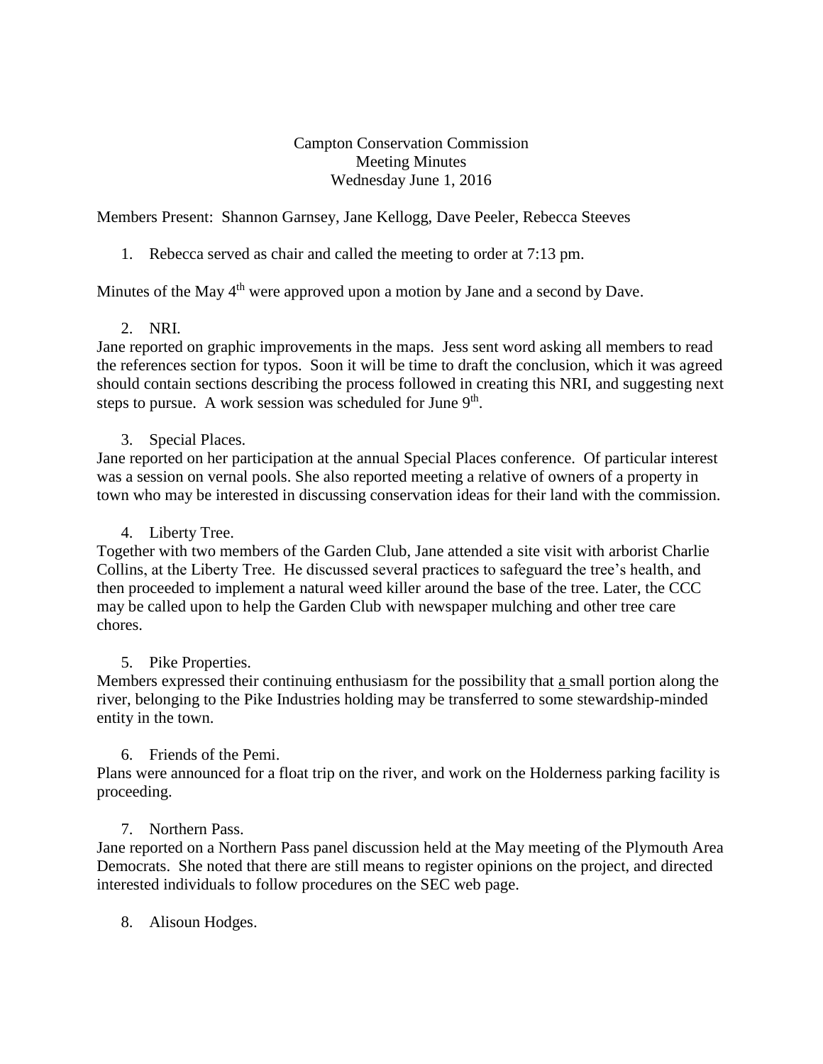Campton Conservation Commission
Meeting Minutes
Wednesday June 1, 2016

Members Present: Shannon Garnsey, Jane Kellogg, Dave Peeler, Rebecca Steeves

1. Rebecca served as chair and called the meeting to order at 7:13 pm.

Minutes of the May 4th were approved upon a motion by Jane and a second by Dave.

2. NRI.

Jane reported on graphic improvements in the maps. Jess sent word asking all members to read the references section for typos. Soon it will be time to draft the conclusion, which it was agreed should contain sections describing the process followed in creating this NRI, and suggesting next steps to pursue. A work session was scheduled for June 9th.

3. Special Places.

Jane reported on her participation at the annual Special Places conference. Of particular interest was a session on vernal pools. She also reported meeting a relative of owners of a property in town who may be interested in discussing conservation ideas for their land with the commission.

4. Liberty Tree.

Together with two members of the Garden Club, Jane attended a site visit with arborist Charlie Collins, at the Liberty Tree. He discussed several practices to safeguard the tree's health, and then proceeded to implement a natural weed killer around the base of the tree. Later, the CCC may be called upon to help the Garden Club with newspaper mulching and other tree care chores.

5. Pike Properties.

Members expressed their continuing enthusiasm for the possibility that a small portion along the river, belonging to the Pike Industries holding may be transferred to some stewardship-minded entity in the town.

6. Friends of the Pemi.

Plans were announced for a float trip on the river, and work on the Holderness parking facility is proceeding.

7. Northern Pass.

Jane reported on a Northern Pass panel discussion held at the May meeting of the Plymouth Area Democrats. She noted that there are still means to register opinions on the project, and directed interested individuals to follow procedures on the SEC web page.

8. Alisoun Hodges.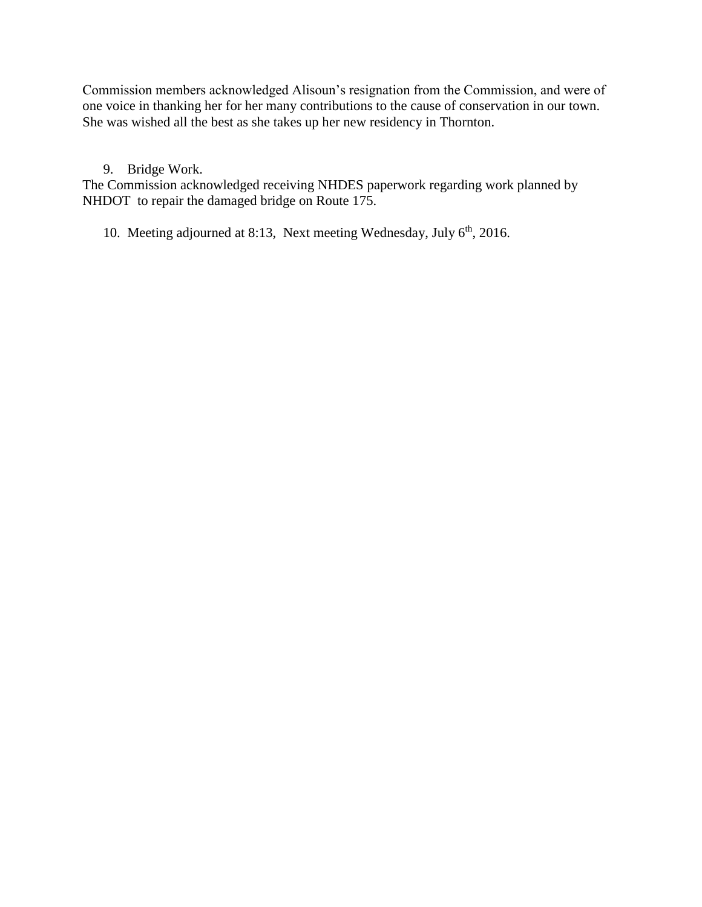Commission members acknowledged Alisoun's resignation from the Commission, and were of one voice in thanking her for her many contributions to the cause of conservation in our town. She was wished all the best as she takes up her new residency in Thornton.

9. Bridge Work.

The Commission acknowledged receiving NHDES paperwork regarding work planned by NHDOT to repair the damaged bridge on Route 175.

10. Meeting adjourned at 8:13, Next meeting Wednesday, July 6th, 2016.